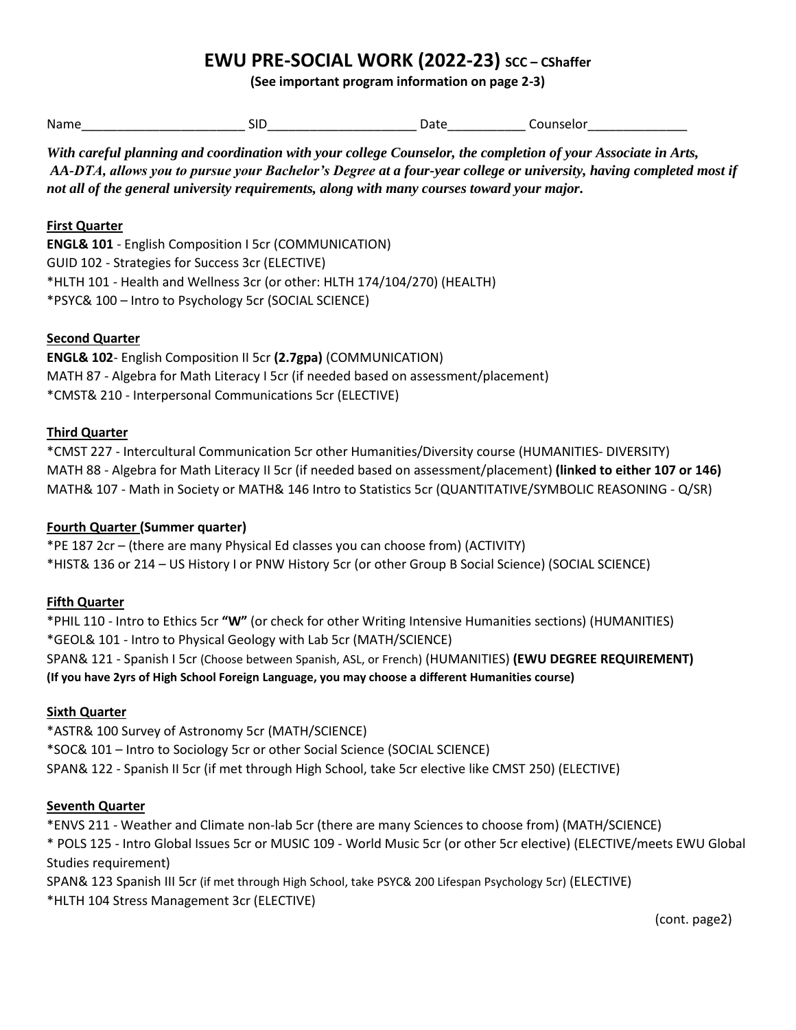# EWU PRE-SOCIAL WORK (2022-23) SCC – CShaffer

**(See important program information on page 2-3)**

Name_______________________ SID_____________________ Date___________ Counselor______________

***With careful planning and coordination with your college Counselor, the completion of your Associate in Arts, AA-DTA, allows you to pursue your Bachelor's Degree at a four-year college or university, having completed most if not all of the general university requirements, along with many courses toward your major.***

**First Quarter**

**ENGL& 101** - English Composition I 5cr (COMMUNICATION)
GUID 102 - Strategies for Success 3cr (ELECTIVE)
*HLTH 101 - Health and Wellness 3cr (or other: HLTH 174/104/270) (HEALTH)
*PSYC& 100 – Intro to Psychology 5cr (SOCIAL SCIENCE)

**Second Quarter**

**ENGL& 102**- English Composition II 5cr **(2.7gpa)** (COMMUNICATION)
MATH 87 - Algebra for Math Literacy I 5cr (if needed based on assessment/placement)
*CMST& 210 - Interpersonal Communications 5cr (ELECTIVE)

**Third Quarter**

*CMST 227 - Intercultural Communication 5cr other Humanities/Diversity course (HUMANITIES- DIVERSITY)
MATH 88 - Algebra for Math Literacy II 5cr (if needed based on assessment/placement) **(linked to either 107 or 146)**
MATH& 107 - Math in Society or MATH& 146 Intro to Statistics 5cr (QUANTITATIVE/SYMBOLIC REASONING - Q/SR)

**Fourth Quarter (Summer quarter)**

*PE 187 2cr – (there are many Physical Ed classes you can choose from) (ACTIVITY)
*HIST& 136 or 214 – US History I or PNW History 5cr (or other Group B Social Science) (SOCIAL SCIENCE)

**Fifth Quarter**

*PHIL 110 - Intro to Ethics 5cr **"W"** (or check for other Writing Intensive Humanities sections) (HUMANITIES)
*GEOL& 101 - Intro to Physical Geology with Lab 5cr (MATH/SCIENCE)
SPAN& 121 - Spanish I 5cr (Choose between Spanish, ASL, or French) (HUMANITIES) **(EWU DEGREE REQUIREMENT)**
**(If you have 2yrs of High School Foreign Language, you may choose a different Humanities course)**

**Sixth Quarter**

*ASTR& 100 Survey of Astronomy 5cr (MATH/SCIENCE)
*SOC& 101 – Intro to Sociology 5cr or other Social Science (SOCIAL SCIENCE)
SPAN& 122 - Spanish II 5cr (if met through High School, take 5cr elective like CMST 250) (ELECTIVE)

**Seventh Quarter**

*ENVS 211 - Weather and Climate non-lab 5cr (there are many Sciences to choose from) (MATH/SCIENCE)
* POLS 125 - Intro Global Issues 5cr or MUSIC 109 - World Music 5cr (or other 5cr elective) (ELECTIVE/meets EWU Global Studies requirement)
SPAN& 123 Spanish III 5cr (if met through High School, take PSYC& 200 Lifespan Psychology 5cr) (ELECTIVE)
*HLTH 104 Stress Management 3cr (ELECTIVE)

(cont. page2)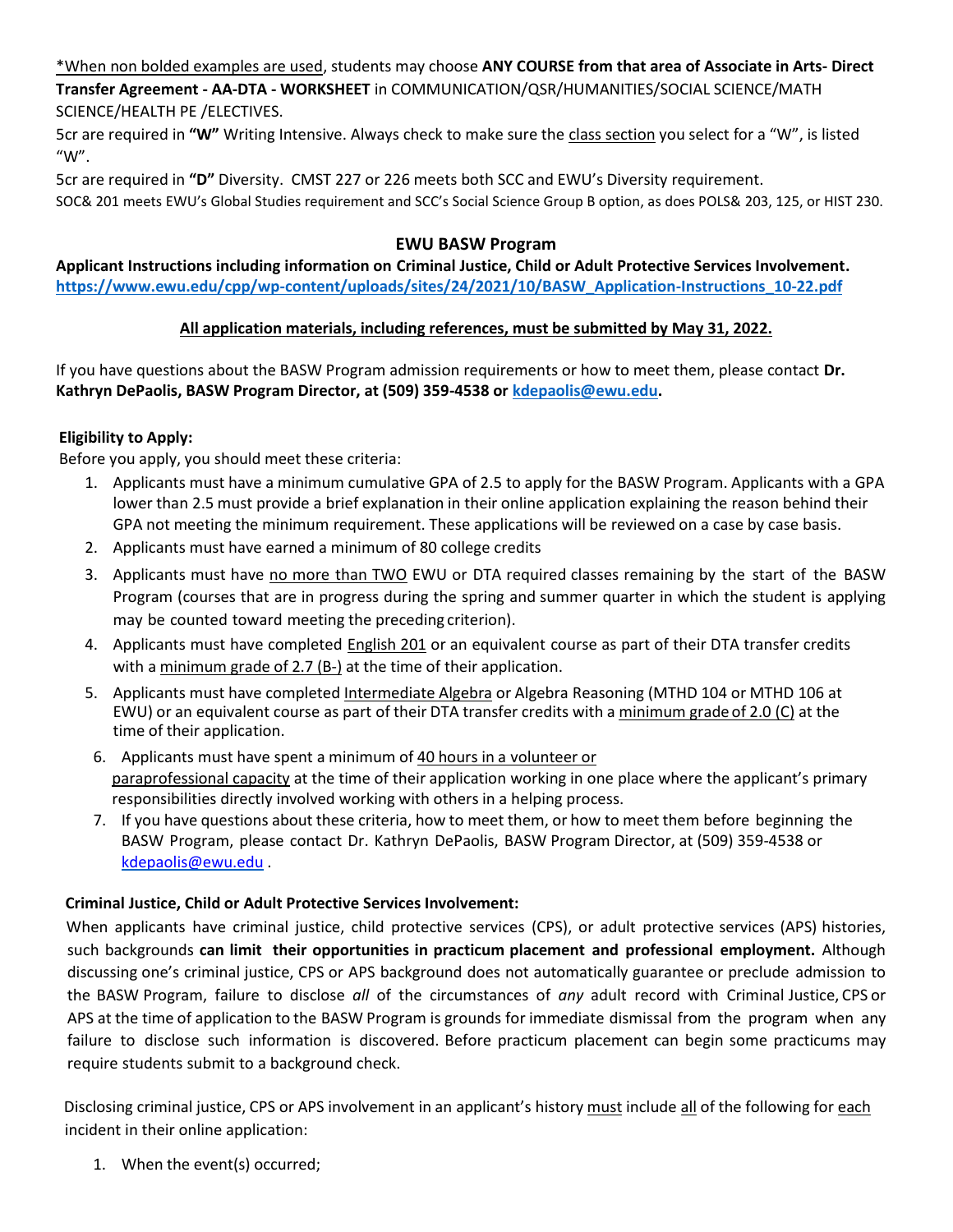*When non bolded examples are used, students may choose **ANY COURSE from that area of Associate in Arts- Direct Transfer Agreement - AA-DTA - WORKSHEET** in COMMUNICATION/QSR/HUMANITIES/SOCIAL SCIENCE/MATH SCIENCE/HEALTH PE /ELECTIVES.

5cr are required in **"W"** Writing Intensive. Always check to make sure the class section you select for a "W", is listed "W".

5cr are required in **"D"** Diversity. CMST 227 or 226 meets both SCC and EWU's Diversity requirement.

SOC& 201 meets EWU's Global Studies requirement and SCC's Social Science Group B option, as does POLS& 203, 125, or HIST 230.

## EWU BASW Program

**Applicant Instructions including information on Criminal Justice, Child or Adult Protective Services Involvement.**
**https://www.ewu.edu/cpp/wp-content/uploads/sites/24/2021/10/BASW_Application-Instructions_10-22.pdf**

**All application materials, including references, must be submitted by May 31, 2022.**

If you have questions about the BASW Program admission requirements or how to meet them, please contact **Dr. Kathryn DePaolis, BASW Program Director, at (509) 359-4538 or kdepaolis@ewu.edu.**

### Eligibility to Apply:

Before you apply, you should meet these criteria:

1. Applicants must have a minimum cumulative GPA of 2.5 to apply for the BASW Program. Applicants with a GPA lower than 2.5 must provide a brief explanation in their online application explaining the reason behind their GPA not meeting the minimum requirement. These applications will be reviewed on a case by case basis.
2. Applicants must have earned a minimum of 80 college credits
3. Applicants must have no more than TWO EWU or DTA required classes remaining by the start of the BASW Program (courses that are in progress during the spring and summer quarter in which the student is applying may be counted toward meeting the preceding criterion).
4. Applicants must have completed English 201 or an equivalent course as part of their DTA transfer credits with a minimum grade of 2.7 (B-) at the time of their application.
5. Applicants must have completed Intermediate Algebra or Algebra Reasoning (MTHD 104 or MTHD 106 at EWU) or an equivalent course as part of their DTA transfer credits with a minimum grade of 2.0 (C) at the time of their application.
6. Applicants must have spent a minimum of 40 hours in a volunteer or paraprofessional capacity at the time of their application working in one place where the applicant's primary responsibilities directly involved working with others in a helping process.
7. If you have questions about these criteria, how to meet them, or how to meet them before beginning the BASW Program, please contact Dr. Kathryn DePaolis, BASW Program Director, at (509) 359-4538 or kdepaolis@ewu.edu .

### Criminal Justice, Child or Adult Protective Services Involvement:

When applicants have criminal justice, child protective services (CPS), or adult protective services (APS) histories, such backgrounds **can limit their opportunities in practicum placement and professional employment.** Although discussing one's criminal justice, CPS or APS background does not automatically guarantee or preclude admission to the BASW Program, failure to disclose *all* of the circumstances of *any* adult record with Criminal Justice, CPS or APS at the time of application to the BASW Program is grounds for immediate dismissal from the program when any failure to disclose such information is discovered. Before practicum placement can begin some practicums may require students submit to a background check.

Disclosing criminal justice, CPS or APS involvement in an applicant's history must include all of the following for each incident in their online application:

1. When the event(s) occurred;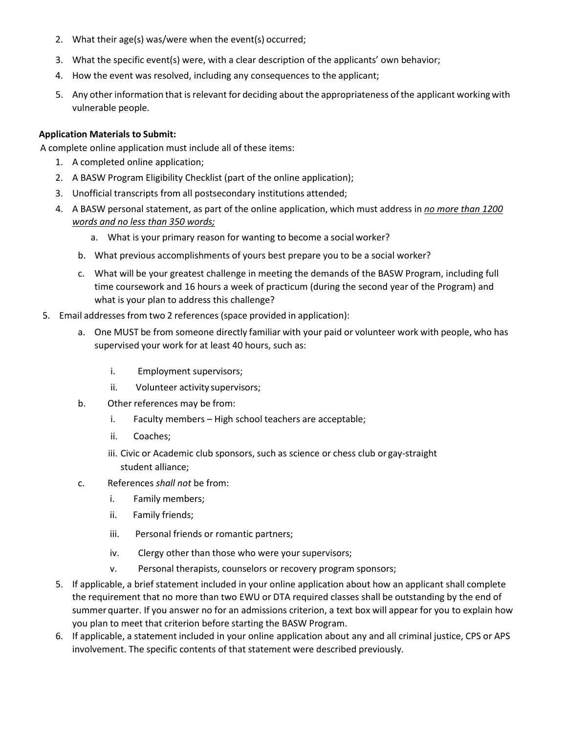2. What their age(s) was/were when the event(s) occurred;
3. What the specific event(s) were, with a clear description of the applicants' own behavior;
4. How the event was resolved, including any consequences to the applicant;
5. Any other information that is relevant for deciding about the appropriateness of the applicant working with vulnerable people.

**Application Materials to Submit:**

A complete online application must include all of these items:

1. A completed online application;
2. A BASW Program Eligibility Checklist (part of the online application);
3. Unofficial transcripts from all postsecondary institutions attended;
4. A BASW personal statement, as part of the online application, which must address in *no more than 1200 words and no less than 350 words;*
   a. What is your primary reason for wanting to become a social worker?
   b. What previous accomplishments of yours best prepare you to be a social worker?
   c. What will be your greatest challenge in meeting the demands of the BASW Program, including full time coursework and 16 hours a week of practicum (during the second year of the Program) and what is your plan to address this challenge?
5. Email addresses from two 2 references (space provided in application):
   a. One MUST be from someone directly familiar with your paid or volunteer work with people, who has supervised your work for at least 40 hours, such as:
      i. Employment supervisors;
      ii. Volunteer activity supervisors;
   b. Other references may be from:
      i. Faculty members – High school teachers are acceptable;
      ii. Coaches;
      iii. Civic or Academic club sponsors, such as science or chess club or gay-straight student alliance;
   c. References *shall not* be from:
      i. Family members;
      ii. Family friends;
      iii. Personal friends or romantic partners;
      iv. Clergy other than those who were your supervisors;
      v. Personal therapists, counselors or recovery program sponsors;
5. If applicable, a brief statement included in your online application about how an applicant shall complete the requirement that no more than two EWU or DTA required classes shall be outstanding by the end of summer quarter. If you answer no for an admissions criterion, a text box will appear for you to explain how you plan to meet that criterion before starting the BASW Program.
6. If applicable, a statement included in your online application about any and all criminal justice, CPS or APS involvement. The specific contents of that statement were described previously.